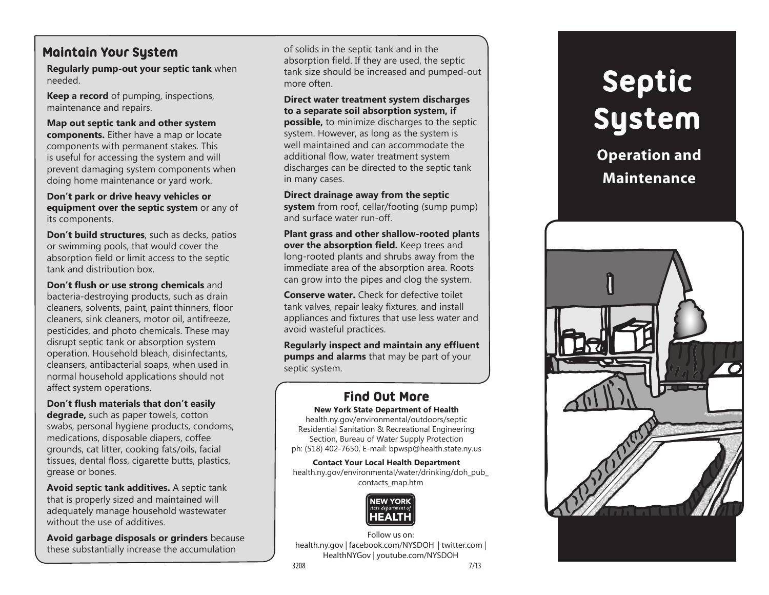## Maintain Your System

**Regularly pump-out your septic tank** when needed.

**Keep a record** of pumping, inspections, maintenance and repairs.

**Map out septic tank and other system components.** Either have a map or locate components with permanent stakes. This is useful for accessing the system and will prevent damaging system components when doing home maintenance or yard work.

**Don't park or drive heavy vehicles or equipment over the septic system** or any of its components.

**Don't build structures**, such as decks, patios or swimming pools, that would cover the absorption field or limit access to the septic tank and distribution box.

**Don't flush or use strong chemicals** and bacteria-destroying products, such as drain cleaners, solvents, paint, paint thinners, floor cleaners, sink cleaners, motor oil, antifreeze, pesticides, and photo chemicals. These may disrupt septic tank or absorption system operation. Household bleach, disinfectants, cleansers, antibacterial soaps, when used in normal household applications should not affect system operations.

**Don't flush materials that don't easily degrade,** such as paper towels, cotton swabs, personal hygiene products, condoms, medications, disposable diapers, coffee grounds, cat litter, cooking fats/oils, facial tissues, dental floss, cigarette butts, plastics, grease or bones.

**Avoid septic tank additives.** A septic tank that is properly sized and maintained will adequately manage household wastewater without the use of additives.

**Avoid garbage disposals or grinders** because these substantially increase the accumulation of solids in the septic tank and in the absorption field. If they are used, the septic tank size should be increased and pumped-out more often.

**Direct water treatment system discharges to a separate soil absorption system, if possible,** to minimize discharges to the septic system. However, as long as the system is well maintained and can accommodate the additional flow, water treatment system discharges can be directed to the septic tank in many cases.

**Direct drainage away from the septic system** from roof, cellar/footing (sump pump) and surface water run-off.

**Plant grass and other shallow-rooted plants over the absorption field.** Keep trees and long-rooted plants and shrubs away from the immediate area of the absorption area. Roots can grow into the pipes and clog the system.

**Conserve water.** Check for defective toilet tank valves, repair leaky fixtures, and install appliances and fixtures that use less water and avoid wasteful practices.

**Regularly inspect and maintain any effluent pumps and alarms** that may be part of your septic system.

## Find Out More

**New York State Department of Health**
health.ny.gov/environmental/outdoors/septic
Residential Sanitation & Recreational Engineering Section, Bureau of Water Supply Protection
ph: (518) 402-7650, E-mail: bpwsp@health.state.ny.us

**Contact Your Local Health Department**
health.ny.gov/environmental/water/drinking/doh_pub_contacts_map.htm

NEW YORK state department of HEALTH

Follow us on:
health.ny.gov | facebook.com/NYSDOH | twitter.com | HealthNYGov | youtube.com/NYSDOH

3208 7/13

# Septic System

## Operation and Maintenance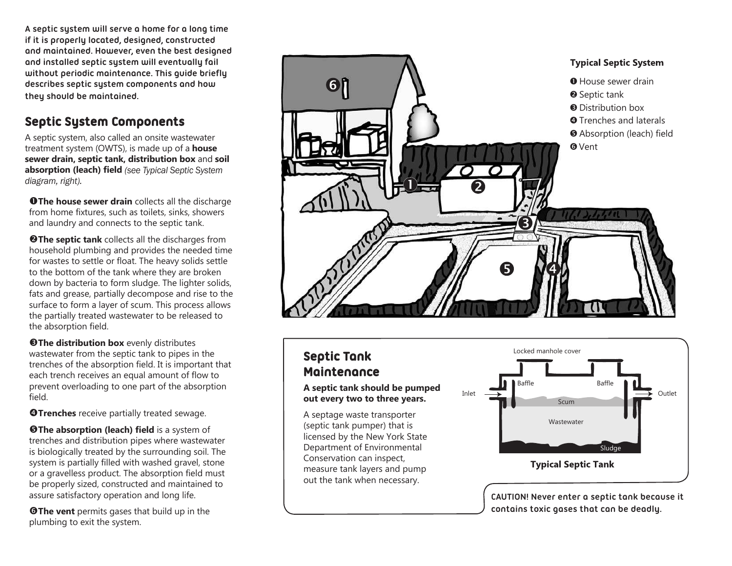**A septic system will serve a home for a long time if it is properly located, designed, constructed and maintained. However, even the best designed and installed septic system will eventually fail without periodic maintenance. This guide briefly describes septic system components and how they should be maintained.**

## Septic System Components

A septic system, also called an onsite wastewater treatment system (OWTS), is made up of a **house sewer drain, septic tank, distribution box** and **soil absorption (leach) field** *(see Typical Septic System diagram, right).*

❶**The house sewer drain** collects all the discharge from home fixtures, such as toilets, sinks, showers and laundry and connects to the septic tank.

❷**The septic tank** collects all the discharges from household plumbing and provides the needed time for wastes to settle or float. The heavy solids settle to the bottom of the tank where they are broken down by bacteria to form sludge. The lighter solids, fats and grease, partially decompose and rise to the surface to form a layer of scum. This process allows the partially treated wastewater to be released to the absorption field.

❸**The distribution box** evenly distributes wastewater from the septic tank to pipes in the trenches of the absorption field. It is important that each trench receives an equal amount of flow to prevent overloading to one part of the absorption field.

❹**Trenches** receive partially treated sewage.

❺**The absorption (leach) field** is a system of trenches and distribution pipes where wastewater is biologically treated by the surrounding soil. The system is partially filled with washed gravel, stone or a gravelless product. The absorption field must be properly sized, constructed and maintained to assure satisfactory operation and long life.

❻**The vent** permits gases that build up in the plumbing to exit the system.

**Typical Septic System**

❶ House sewer drain
❷ Septic tank
❸ Distribution box
❹ Trenches and laterals
❺ Absorption (leach) field
❻ Vent

## Septic Tank Maintenance

**A septic tank should be pumped out every two to three years.**

A septage waste transporter (septic tank pumper) that is licensed by the New York State Department of Environmental Conservation can inspect, measure tank layers and pump out the tank when necessary.

Locked manhole cover
Baffle
Baffle
Inlet
Outlet
Scum
Wastewater
Sludge

**Typical Septic Tank**

**CAUTION! Never enter a septic tank because it contains toxic gases that can be deadly.**